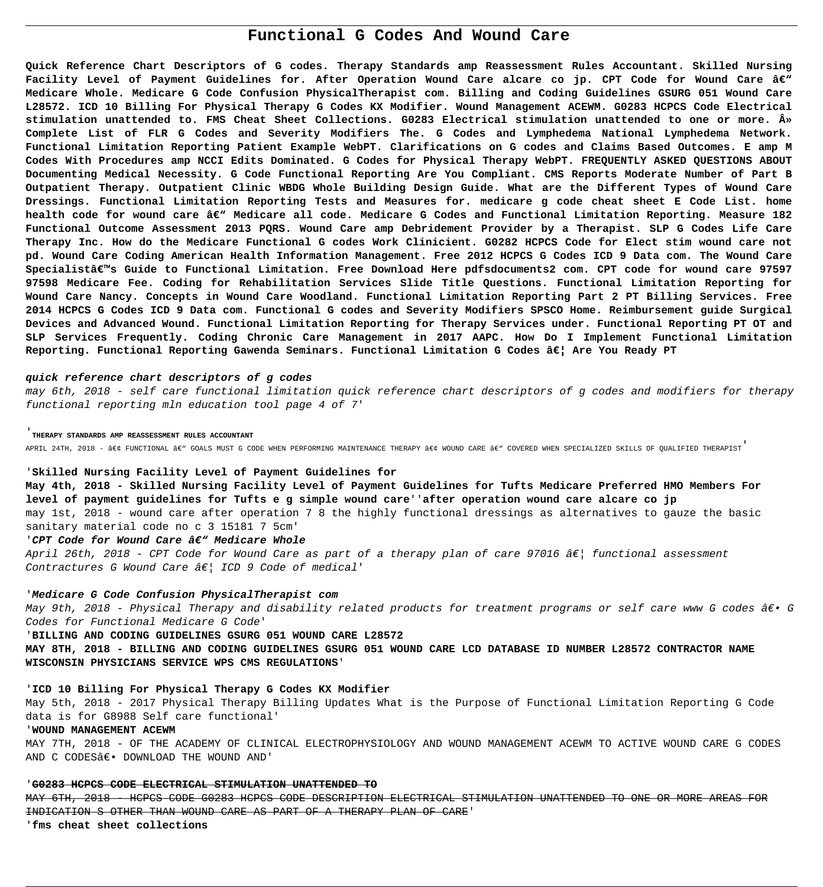# Functional G Codes And Wound Care

**Quick Reference Chart Descriptors of G codes. Therapy Standards amp Reassessment Rules Accountant. Skilled Nursing Facility Level of Payment Guidelines for. After Operation Wound Care alcare co jp. CPT Code for Wound Care â€" Medicare Whole. Medicare G Code Confusion PhysicalTherapist com. Billing and Coding Guidelines GSURG 051 Wound Care L28572. ICD 10 Billing For Physical Therapy G Codes KX Modifier. Wound Management ACEWM. G0283 HCPCS Code Electrical stimulation unattended to. FMS Cheat Sheet Collections. G0283 Electrical stimulation unattended to one or more. Â» Complete List of FLR G Codes and Severity Modifiers The. G Codes and Lymphedema National Lymphedema Network. Functional Limitation Reporting Patient Example WebPT. Clarifications on G codes and Claims Based Outcomes. E amp M Codes With Procedures amp NCCI Edits Dominated. G Codes for Physical Therapy WebPT. FREQUENTLY ASKED QUESTIONS ABOUT Documenting Medical Necessity. G Code Functional Reporting Are You Compliant. CMS Reports Moderate Number of Part B Outpatient Therapy. Outpatient Clinic WBDG Whole Building Design Guide. What are the Different Types of Wound Care Dressings. Functional Limitation Reporting Tests and Measures for. medicare g code cheat sheet E Code List. home health code for wound care â€" Medicare all code. Medicare G Codes and Functional Limitation Reporting. Measure 182 Functional Outcome Assessment 2013 PQRS. Wound Care amp Debridement Provider by a Therapist. SLP G Codes Life Care Therapy Inc. How do the Medicare Functional G codes Work Clinicient. G0282 HCPCS Code for Elect stim wound care not pd. Wound Care Coding American Health Information Management. Free 2012 HCPCS G Codes ICD 9 Data com. The Wound Care Specialistâ€™s Guide to Functional Limitation. Free Download Here pdfsdocuments2 com. CPT code for wound care 97597 97598 Medicare Fee. Coding for Rehabilitation Services Slide Title Questions. Functional Limitation Reporting for Wound Care Nancy. Concepts in Wound Care Woodland. Functional Limitation Reporting Part 2 PT Billing Services. Free 2014 HCPCS G Codes ICD 9 Data com. Functional G codes and Severity Modifiers SPSCO Home. Reimbursement guide Surgical Devices and Advanced Wound. Functional Limitation Reporting for Therapy Services under. Functional Reporting PT OT and SLP Services Frequently. Coding Chronic Care Management in 2017 AAPC. How Do I Implement Functional Limitation Reporting. Functional Reporting Gawenda Seminars. Functional Limitation G Codes â€¦ Are You Ready PT**

**quick reference chart descriptors of g codes**

*may 6th, 2018 - self care functional limitation quick reference chart descriptors of g codes and modifiers for therapy functional reporting mln education tool page 4 of 7*'

'**THERAPY STANDARDS AMP REASSESSMENT RULES ACCOUNTANT**

APRIL 24TH, 2018 - â€¢ FUNCTIONAL â€" GOALS MUST G CODE WHEN PERFORMING MAINTENANCE THERAPY â€¢ WOUND CARE â€" COVERED WHEN SPECIALIZED SKILLS OF QUALIFIED THERAPIST'

'**Skilled Nursing Facility Level of Payment Guidelines for**

**May 4th, 2018 - Skilled Nursing Facility Level of Payment Guidelines for Tufts Medicare Preferred HMO Members For level of payment guidelines for Tufts e g simple wound care**''**after operation wound care alcare co jp**

may 1st, 2018 - wound care after operation 7 8 the highly functional dressings as alternatives to gauze the basic sanitary material code no c 3 15181 7 5cm'

'***CPT Code for Wound Care â€" Medicare Whole***

*April 26th, 2018 - CPT Code for Wound Care as part of a therapy plan of care 97016 â€¦ functional assessment Contractures G Wound Care â€¦ ICD 9 Code of medical*'

'***Medicare G Code Confusion PhysicalTherapist com***

*May 9th, 2018 - Physical Therapy and disability related products for treatment programs or self care www G codes â€• G Codes for Functional Medicare G Code*'

'**BILLING AND CODING GUIDELINES GSURG 051 WOUND CARE L28572**

**MAY 8TH, 2018 - BILLING AND CODING GUIDELINES GSURG 051 WOUND CARE LCD DATABASE ID NUMBER L28572 CONTRACTOR NAME WISCONSIN PHYSICIANS SERVICE WPS CMS REGULATIONS**'

'**ICD 10 Billing For Physical Therapy G Codes KX Modifier**

May 5th, 2018 - 2017 Physical Therapy Billing Updates What is the Purpose of Functional Limitation Reporting G Code data is for G8988 Self care functional'

'**WOUND MANAGEMENT ACEWM**

MAY 7TH, 2018 - OF THE ACADEMY OF CLINICAL ELECTROPHYSIOLOGY AND WOUND MANAGEMENT ACEWM TO ACTIVE WOUND CARE G CODES AND C CODESâ€• DOWNLOAD THE WOUND AND'

'**G0283 HCPCS CODE ELECTRICAL STIMULATION UNATTENDED TO**

~~MAY 6TH, 2018 - HCPCS CODE G0283 HCPCS CODE DESCRIPTION ELECTRICAL STIMULATION UNATTENDED TO ONE OR MORE AREAS FOR INDICATION S OTHER THAN WOUND CARE AS PART OF A THERAPY PLAN OF CARE~~'

'**fms cheat sheet collections**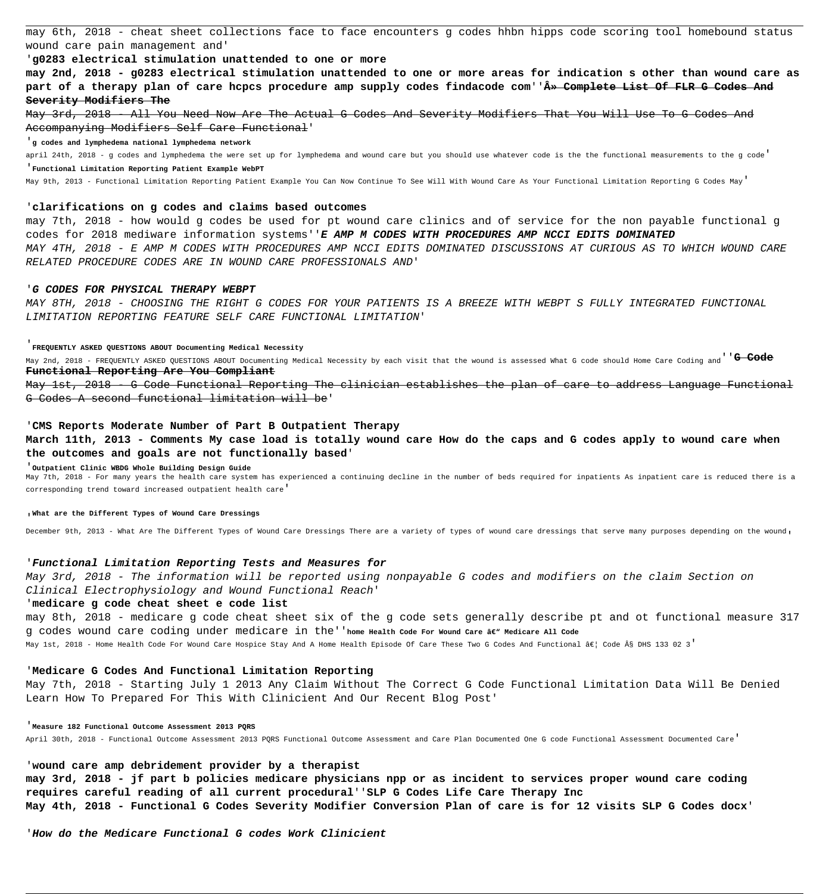may 6th, 2018 - cheat sheet collections face to face encounters g codes hhbn hipps code scoring tool homebound status wound care pain management and'

'**g0283 electrical stimulation unattended to one or more**

**may 2nd, 2018 - g0283 electrical stimulation unattended to one or more areas for indication s other than wound care as part of a therapy plan of care hcpcs procedure amp supply codes findacode com**''**Â» ~~Complete List Of FLR G Codes And Severity Modifiers The~~**

~~May 3rd, 2018 - All You Need Now Are The Actual G Codes And Severity Modifiers That You Will Use To G Codes And Accompanying Modifiers Self Care Functional~~'

'**g codes and lymphedema national lymphedema network**

april 24th, 2018 - g codes and lymphedema the were set up for lymphedema and wound care but you should use whatever code is the the functional measurements to the g code'

'**Functional Limitation Reporting Patient Example WebPT**

May 9th, 2013 - Functional Limitation Reporting Patient Example You Can Now Continue To See Will With Wound Care As Your Functional Limitation Reporting G Codes May'

'**clarifications on g codes and claims based outcomes**

may 7th, 2018 - how would g codes be used for pt wound care clinics and of service for the non payable functional g codes for 2018 mediware information systems''***E AMP M CODES WITH PROCEDURES AMP NCCI EDITS DOMINATED***

*MAY 4TH, 2018 - E AMP M CODES WITH PROCEDURES AMP NCCI EDITS DOMINATED DISCUSSIONS AT CURIOUS AS TO WHICH WOUND CARE RELATED PROCEDURE CODES ARE IN WOUND CARE PROFESSIONALS AND*'

'***G CODES FOR PHYSICAL THERAPY WEBPT***

*MAY 8TH, 2018 - CHOOSING THE RIGHT G CODES FOR YOUR PATIENTS IS A BREEZE WITH WEBPT S FULLY INTEGRATED FUNCTIONAL LIMITATION REPORTING FEATURE SELF CARE FUNCTIONAL LIMITATION*'

'**FREQUENTLY ASKED QUESTIONS ABOUT Documenting Medical Necessity**

May 2nd, 2018 - FREQUENTLY ASKED QUESTIONS ABOUT Documenting Medical Necessity by each visit that the wound is assessed What G code should Home Care Coding and''**~~G Code Functional Reporting Are You Compliant~~**

~~May 1st, 2018 - G Code Functional Reporting The clinician establishes the plan of care to address Language Functional G Codes A second functional limitation will be~~'

'**CMS Reports Moderate Number of Part B Outpatient Therapy**

**March 11th, 2013 - Comments My case load is totally wound care How do the caps and G codes apply to wound care when the outcomes and goals are not functionally based**'

'**Outpatient Clinic WBDG Whole Building Design Guide**

May 7th, 2018 - For many years the health care system has experienced a continuing decline in the number of beds required for inpatients As inpatient care is reduced there is a corresponding trend toward increased outpatient health care'

,**What are the Different Types of Wound Care Dressings**

December 9th, 2013 - What Are The Different Types of Wound Care Dressings There are a variety of types of wound care dressings that serve many purposes depending on the wound,

'***Functional Limitation Reporting Tests and Measures for***

*May 3rd, 2018 - The information will be reported using nonpayable G codes and modifiers on the claim Section on Clinical Electrophysiology and Wound Functional Reach*'

'**medicare g code cheat sheet e code list**

may 8th, 2018 - medicare g code cheat sheet six of the g code sets generally describe pt and ot functional measure 317 g codes wound care coding under medicare in the''**home Health Code For Wound Care â€" Medicare All Code**

May 1st, 2018 - Home Health Code For Wound Care Hospice Stay And A Home Health Episode Of Care These Two G Codes And Functional â€¦ Code Â§ DHS 133 02 3'

'**Medicare G Codes And Functional Limitation Reporting**

May 7th, 2018 - Starting July 1 2013 Any Claim Without The Correct G Code Functional Limitation Data Will Be Denied Learn How To Prepared For This With Clinicient And Our Recent Blog Post'

'**Measure 182 Functional Outcome Assessment 2013 PQRS**

April 30th, 2018 - Functional Outcome Assessment 2013 PQRS Functional Outcome Assessment and Care Plan Documented One G code Functional Assessment Documented Care'

'**wound care amp debridement provider by a therapist**

**may 3rd, 2018 - jf part b policies medicare physicians npp or as incident to services proper wound care coding requires careful reading of all current procedural**''**SLP G Codes Life Care Therapy Inc**

**May 4th, 2018 - Functional G Codes Severity Modifier Conversion Plan of care is for 12 visits SLP G Codes docx**'

'***How do the Medicare Functional G codes Work Clinicient***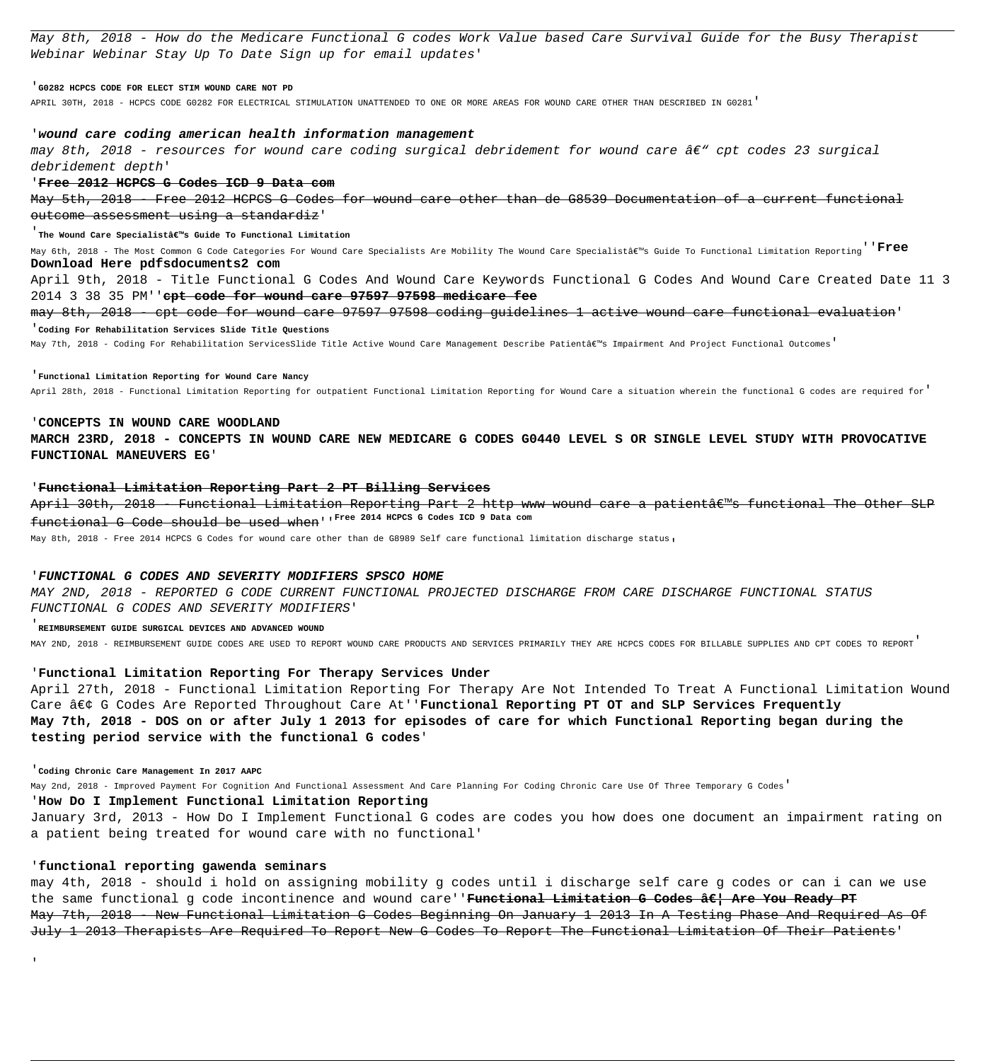May 8th, 2018 - How do the Medicare Functional G codes Work Value based Care Survival Guide for the Busy Therapist Webinar Webinar Stay Up To Date Sign up for email updates'

'**G0282 HCPCS CODE FOR ELECT STIM WOUND CARE NOT PD**

APRIL 30TH, 2018 - HCPCS CODE G0282 FOR ELECTRICAL STIMULATION UNATTENDED TO ONE OR MORE AREAS FOR WOUND CARE OTHER THAN DESCRIBED IN G0281'

'***wound care coding american health information management***

*may 8th, 2018 - resources for wound care coding surgical debridement for wound care â€" cpt codes 23 surgical debridement depth*'

'~~**Free 2012 HCPCS G Codes ICD 9 Data com**~~

~~May 5th, 2018 - Free 2012 HCPCS G Codes for wound care other than de G8539 Documentation of a current functional outcome assessment using a standardiz~~'

'**The Wound Care Specialistâ€™s Guide To Functional Limitation**

May 6th, 2018 - The Most Common G Code Categories For Wound Care Specialists Are Mobility The Wound Care Specialistâ€™s Guide To Functional Limitation Reporting''**Free Download Here pdfsdocuments2 com**

April 9th, 2018 - Title Functional G Codes And Wound Care Keywords Functional G Codes And Wound Care Created Date 11 3 2014 3 38 35 PM''~~**cpt code for wound care 97597 97598 medicare fee**~~

~~may 8th, 2018 - cpt code for wound care 97597 97598 coding guidelines 1 active wound care functional evaluation~~'

'**Coding For Rehabilitation Services Slide Title Questions**

May 7th, 2018 - Coding For Rehabilitation ServicesSlide Title Active Wound Care Management Describe Patientâ€™s Impairment And Project Functional Outcomes'

'**Functional Limitation Reporting for Wound Care Nancy**

April 28th, 2018 - Functional Limitation Reporting for outpatient Functional Limitation Reporting for Wound Care a situation wherein the functional G codes are required for'

'**CONCEPTS IN WOUND CARE WOODLAND**

**MARCH 23RD, 2018 - CONCEPTS IN WOUND CARE NEW MEDICARE G CODES G0440 LEVEL S OR SINGLE LEVEL STUDY WITH PROVOCATIVE FUNCTIONAL MANEUVERS EG**'

'~~**Functional Limitation Reporting Part 2 PT Billing Services**~~

~~April 30th, 2018 - Functional Limitation Reporting Part 2 http www wound care a patientâ€™s functional The Other SLP functional G Code should be used when~~''**Free 2014 HCPCS G Codes ICD 9 Data com**

May 8th, 2018 - Free 2014 HCPCS G Codes for wound care other than de G8989 Self care functional limitation discharge status,

'***FUNCTIONAL G CODES AND SEVERITY MODIFIERS SPSCO HOME***

*MAY 2ND, 2018 - REPORTED G CODE CURRENT FUNCTIONAL PROJECTED DISCHARGE FROM CARE DISCHARGE FUNCTIONAL STATUS FUNCTIONAL G CODES AND SEVERITY MODIFIERS*'

'**REIMBURSEMENT GUIDE SURGICAL DEVICES AND ADVANCED WOUND**

MAY 2ND, 2018 - REIMBURSEMENT GUIDE CODES ARE USED TO REPORT WOUND CARE PRODUCTS AND SERVICES PRIMARILY THEY ARE HCPCS CODES FOR BILLABLE SUPPLIES AND CPT CODES TO REPORT'

'**Functional Limitation Reporting For Therapy Services Under**

April 27th, 2018 - Functional Limitation Reporting For Therapy Are Not Intended To Treat A Functional Limitation Wound Care â€¢ G Codes Are Reported Throughout Care At''**Functional Reporting PT OT and SLP Services Frequently May 7th, 2018 - DOS on or after July 1 2013 for episodes of care for which Functional Reporting began during the testing period service with the functional G codes**'

'**Coding Chronic Care Management In 2017 AAPC**

May 2nd, 2018 - Improved Payment For Cognition And Functional Assessment And Care Planning For Coding Chronic Care Use Of Three Temporary G Codes'

'**How Do I Implement Functional Limitation Reporting**

January 3rd, 2013 - How Do I Implement Functional G codes are codes you how does one document an impairment rating on a patient being treated for wound care with no functional'

'**functional reporting gawenda seminars**

may 4th, 2018 - should i hold on assigning mobility g codes until i discharge self care g codes or can i can we use the same functional g code incontinence and wound care''~~**Functional Limitation G Codes â€¦ Are You Ready PT**~~

~~May 7th, 2018 - New Functional Limitation G Codes Beginning On January 1 2013 In A Testing Phase And Required As Of July 1 2013 Therapists Are Required To Report New G Codes To Report The Functional Limitation Of Their Patients~~'

'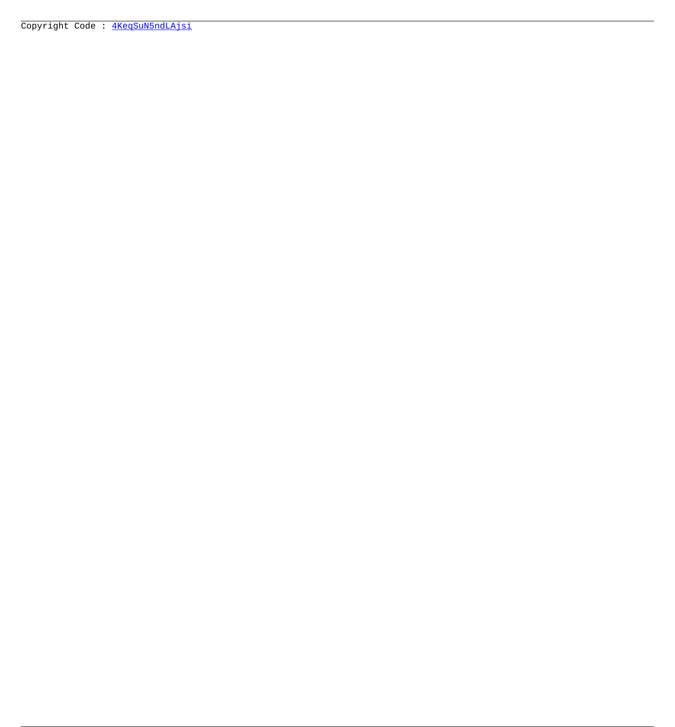Copyright Code : [4KeqSuN5ndLAjsi]